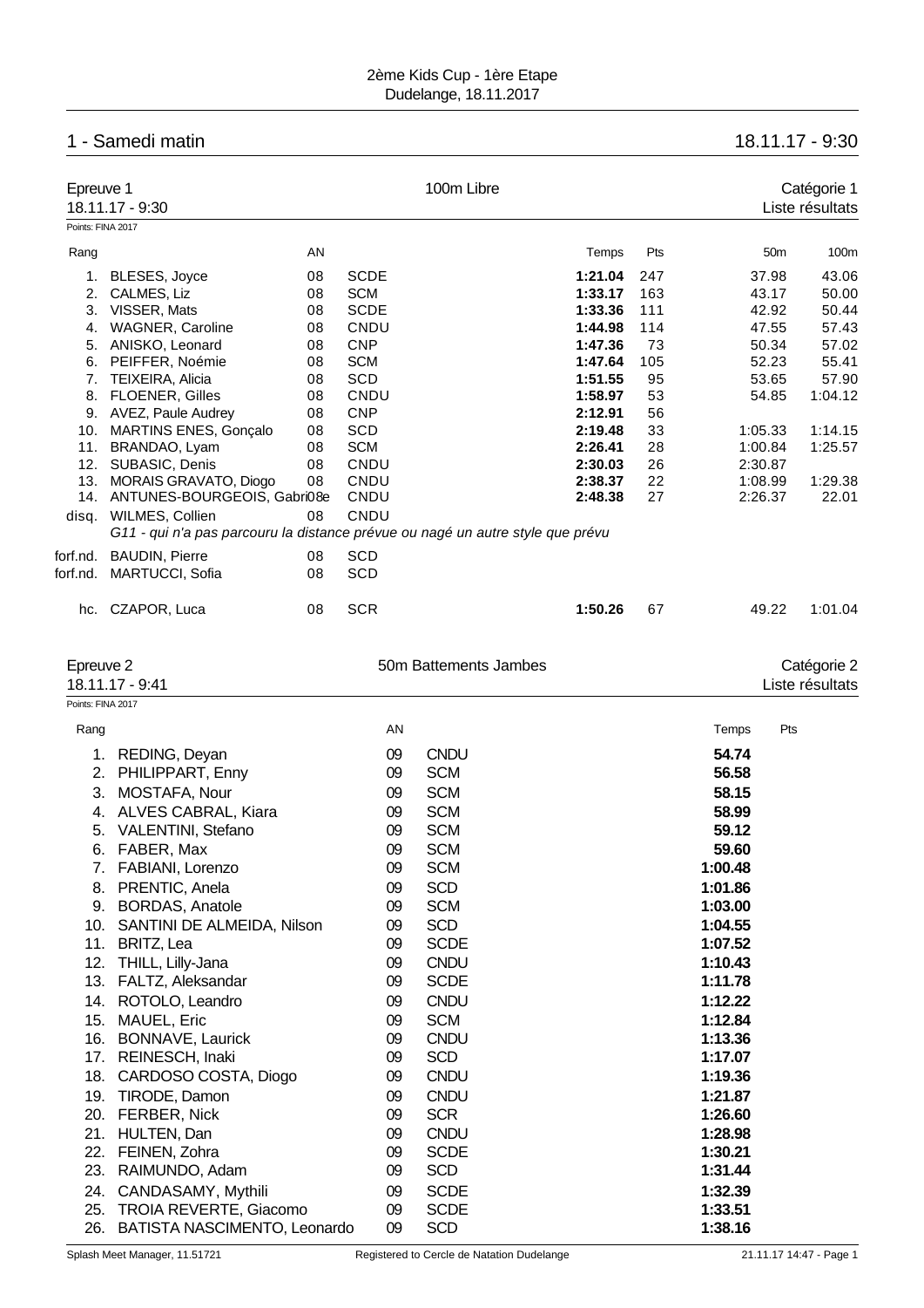2ème Kids Cup - 1ère Etape
Dudelange, 18.11.2017

## 1 - Samedi matin — 18.11.17 - 9:30

### Epreuve 1 — 100m Libre — Catégorie 1

18.11.17 - 9:30 — Liste résultats

Points: FINA 2017

| Rang | | AN | | Temps | Pts | 50m | 100m |
|---|---|---|---|---|---|---|---|
| 1. | BLESES, Joyce | 08 | SCDE | **1:21.04** | 247 | 37.98 | 43.06 |
| 2. | CALMES, Liz | 08 | SCM | **1:33.17** | 163 | 43.17 | 50.00 |
| 3. | VISSER, Mats | 08 | SCDE | **1:33.36** | 111 | 42.92 | 50.44 |
| 4. | WAGNER, Caroline | 08 | CNDU | **1:44.98** | 114 | 47.55 | 57.43 |
| 5. | ANISKO, Leonard | 08 | CNP | **1:47.36** | 73 | 50.34 | 57.02 |
| 6. | PEIFFER, Noémie | 08 | SCM | **1:47.64** | 105 | 52.23 | 55.41 |
| 7. | TEIXEIRA, Alicia | 08 | SCD | **1:51.55** | 95 | 53.65 | 57.90 |
| 8. | FLOENER, Gilles | 08 | CNDU | **1:58.97** | 53 | 54.85 | 1:04.12 |
| 9. | AVEZ, Paule Audrey | 08 | CNP | **2:12.91** | 56 | | |
| 10. | MARTINS ENES, Gonçalo | 08 | SCD | **2:19.48** | 33 | 1:05.33 | 1:14.15 |
| 11. | BRANDAO, Lyam | 08 | SCM | **2:26.41** | 28 | 1:00.84 | 1:25.57 |
| 12. | SUBASIC, Denis | 08 | CNDU | **2:30.03** | 26 | 2:30.87 | |
| 13. | MORAIS GRAVATO, Diogo | 08 | CNDU | **2:38.37** | 22 | 1:08.99 | 1:29.38 |
| 14. | ANTUNES-BOURGEOIS, Gabri08e | | CNDU | **2:48.38** | 27 | 2:26.37 | 22.01 |
| disq. | WILMES, Collien | 08 | CNDU | | | | |
| | *G11 - qui n'a pas parcouru la distance prévue ou nagé un autre style que prévu* | | | | | | |
| forf.nd. | BAUDIN, Pierre | 08 | SCD | | | | |
| forf.nd. | MARTUCCI, Sofia | 08 | SCD | | | | |
| hc. | CZAPOR, Luca | 08 | SCR | **1:50.26** | 67 | 49.22 | 1:01.04 |

### Epreuve 2 — 50m Battements Jambes — Catégorie 2

18.11.17 - 9:41 — Liste résultats

Points: FINA 2017

| Rang | | AN | | Temps | Pts |
|---|---|---|---|---|---|
| 1. | REDING, Deyan | 09 | CNDU | **54.74** | |
| 2. | PHILIPPART, Enny | 09 | SCM | **56.58** | |
| 3. | MOSTAFA, Nour | 09 | SCM | **58.15** | |
| 4. | ALVES CABRAL, Kiara | 09 | SCM | **58.99** | |
| 5. | VALENTINI, Stefano | 09 | SCM | **59.12** | |
| 6. | FABER, Max | 09 | SCM | **59.60** | |
| 7. | FABIANI, Lorenzo | 09 | SCM | **1:00.48** | |
| 8. | PRENTIC, Anela | 09 | SCD | **1:01.86** | |
| 9. | BORDAS, Anatole | 09 | SCM | **1:03.00** | |
| 10. | SANTINI DE ALMEIDA, Nilson | 09 | SCD | **1:04.55** | |
| 11. | BRITZ, Lea | 09 | SCDE | **1:07.52** | |
| 12. | THILL, Lilly-Jana | 09 | CNDU | **1:10.43** | |
| 13. | FALTZ, Aleksandar | 09 | SCDE | **1:11.78** | |
| 14. | ROTOLO, Leandro | 09 | CNDU | **1:12.22** | |
| 15. | MAUEL, Eric | 09 | SCM | **1:12.84** | |
| 16. | BONNAVE, Laurick | 09 | CNDU | **1:13.36** | |
| 17. | REINESCH, Inaki | 09 | SCD | **1:17.07** | |
| 18. | CARDOSO COSTA, Diogo | 09 | CNDU | **1:19.36** | |
| 19. | TIRODE, Damon | 09 | CNDU | **1:21.87** | |
| 20. | FERBER, Nick | 09 | SCR | **1:26.60** | |
| 21. | HULTEN, Dan | 09 | CNDU | **1:28.98** | |
| 22. | FEINEN, Zohra | 09 | SCDE | **1:30.21** | |
| 23. | RAIMUNDO, Adam | 09 | SCD | **1:31.44** | |
| 24. | CANDASAMY, Mythili | 09 | SCDE | **1:32.39** | |
| 25. | TROIA REVERTE, Giacomo | 09 | SCDE | **1:33.51** | |
| 26. | BATISTA NASCIMENTO, Leonardo | 09 | SCD | **1:38.16** | |

Splash Meet Manager, 11.51721 — Registered to Cercle de Natation Dudelange — 21.11.17 14:47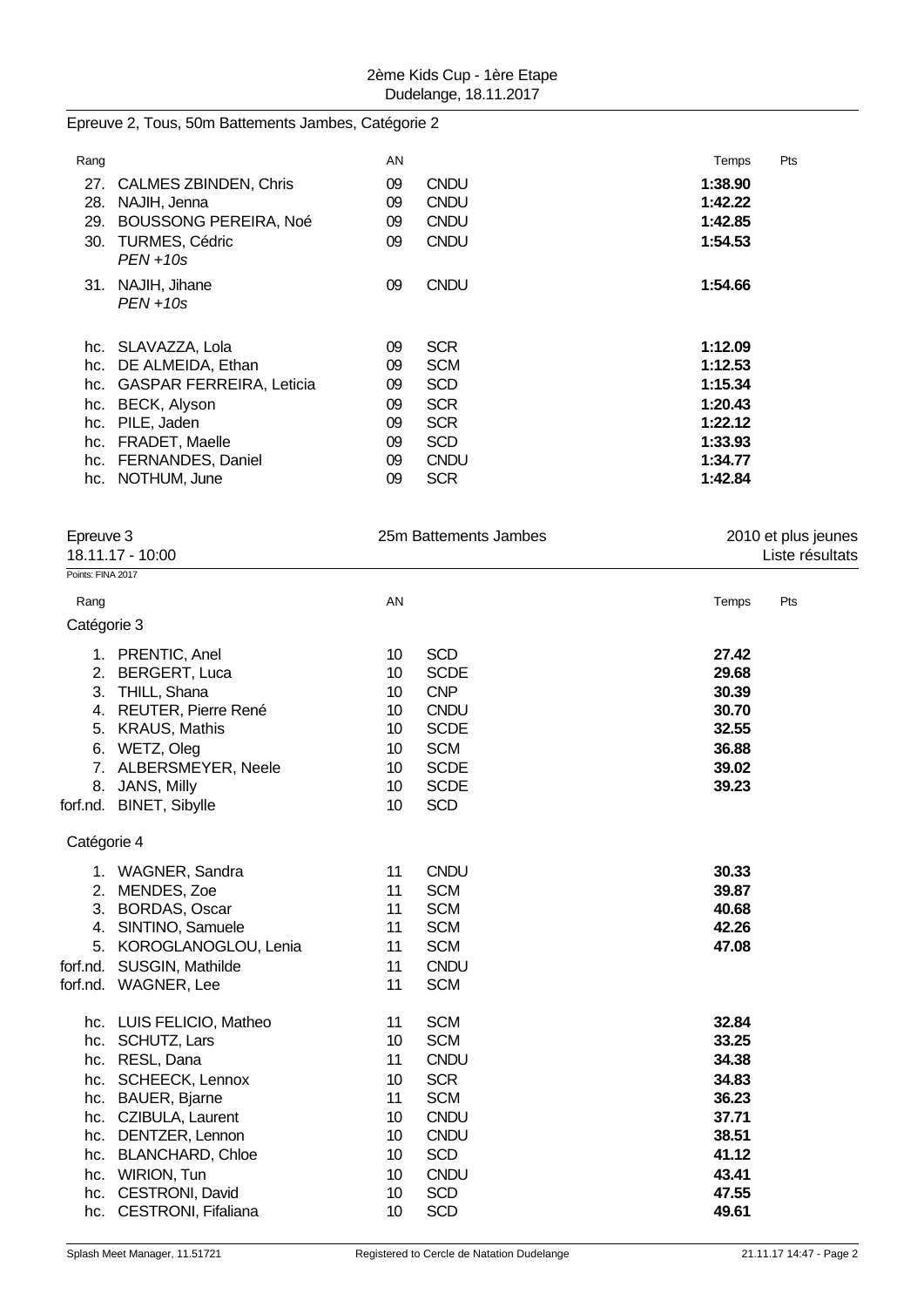Epreuve 2, Tous, 50m Battements Jambes, Catégorie 2

| Rang | | AN | | Temps | Pts |
|---|---|---|---|---|---|
| 27. | CALMES ZBINDEN, Chris | 09 | CNDU | **1:38.90** | |
| 28. | NAJIH, Jenna | 09 | CNDU | **1:42.22** | |
| 29. | BOUSSONG PEREIRA, Noé | 09 | CNDU | **1:42.85** | |
| 30. | TURMES, Cédric *PEN +10s* | 09 | CNDU | **1:54.53** | |
| 31. | NAJIH, Jihane *PEN +10s* | 09 | CNDU | **1:54.66** | |
| hc. | SLAVAZZA, Lola | 09 | SCR | **1:12.09** | |
| hc. | DE ALMEIDA, Ethan | 09 | SCM | **1:12.53** | |
| hc. | GASPAR FERREIRA, Leticia | 09 | SCD | **1:15.34** | |
| hc. | BECK, Alyson | 09 | SCR | **1:20.43** | |
| hc. | PILE, Jaden | 09 | SCR | **1:22.12** | |
| hc. | FRADET, Maelle | 09 | SCD | **1:33.93** | |
| hc. | FERNANDES, Daniel | 09 | CNDU | **1:34.77** | |
| hc. | NOTHUM, June | 09 | SCR | **1:42.84** | |

Epreuve 3 — 25m Battements Jambes — 2010 et plus jeunes

18.11.17 - 10:00 — Liste résultats

Points: FINA 2017

| Rang | | AN | | Temps | Pts |
|---|---|---|---|---|---|
| **Catégorie 3** | | | | | |
| 1. | PRENTIC, Anel | 10 | SCD | **27.42** | |
| 2. | BERGERT, Luca | 10 | SCDE | **29.68** | |
| 3. | THILL, Shana | 10 | CNP | **30.39** | |
| 4. | REUTER, Pierre René | 10 | CNDU | **30.70** | |
| 5. | KRAUS, Mathis | 10 | SCDE | **32.55** | |
| 6. | WETZ, Oleg | 10 | SCM | **36.88** | |
| 7. | ALBERSMEYER, Neele | 10 | SCDE | **39.02** | |
| 8. | JANS, Milly | 10 | SCDE | **39.23** | |
| forf.nd. | BINET, Sibylle | 10 | SCD | | |
| **Catégorie 4** | | | | | |
| 1. | WAGNER, Sandra | 11 | CNDU | **30.33** | |
| 2. | MENDES, Zoe | 11 | SCM | **39.87** | |
| 3. | BORDAS, Oscar | 11 | SCM | **40.68** | |
| 4. | SINTINO, Samuele | 11 | SCM | **42.26** | |
| 5. | KOROGLANOGLOU, Lenia | 11 | SCM | **47.08** | |
| forf.nd. | SUSGIN, Mathilde | 11 | CNDU | | |
| forf.nd. | WAGNER, Lee | 11 | SCM | | |
| hc. | LUIS FELICIO, Matheo | 11 | SCM | **32.84** | |
| hc. | SCHUTZ, Lars | 10 | SCM | **33.25** | |
| hc. | RESL, Dana | 11 | CNDU | **34.38** | |
| hc. | SCHEECK, Lennox | 10 | SCR | **34.83** | |
| hc. | BAUER, Bjarne | 11 | SCM | **36.23** | |
| hc. | CZIBULA, Laurent | 10 | CNDU | **37.71** | |
| hc. | DENTZER, Lennon | 10 | CNDU | **38.51** | |
| hc. | BLANCHARD, Chloe | 10 | SCD | **41.12** | |
| hc. | WIRION, Tun | 10 | CNDU | **43.41** | |
| hc. | CESTRONI, David | 10 | SCD | **47.55** | |
| hc. | CESTRONI, Fifaliana | 10 | SCD | **49.61** | |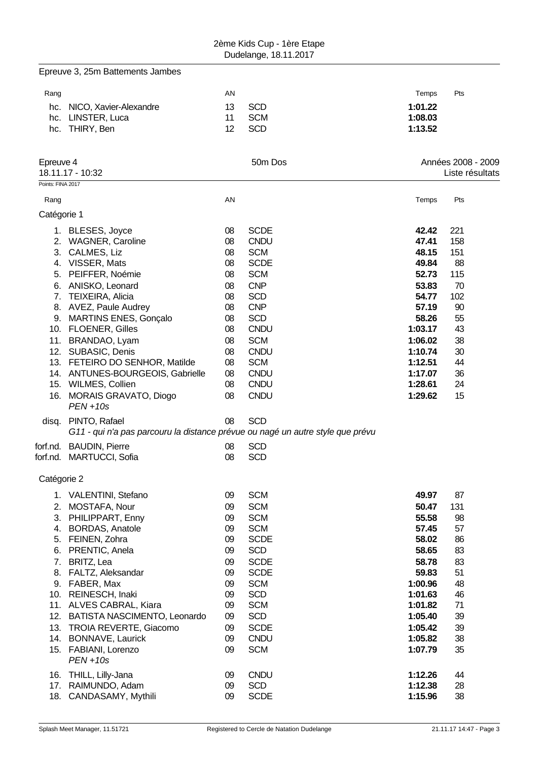Epreuve 3, 25m Battements Jambes

| Rang | | AN | | Temps | Pts |
|---|---|---|---|---|---|
| hc. | NICO, Xavier-Alexandre | 13 | SCD | **1:01.22** | |
| hc. | LINSTER, Luca | 11 | SCM | **1:08.03** | |
| hc. | THIRY, Ben | 12 | SCD | **1:13.52** | |

## Epreuve 4 — 50m Dos — Années 2008 - 2009

18.11.17 - 10:32 — Liste résultats

Points: FINA 2017

| Rang | | AN | | Temps | Pts |
|---|---|---|---|---|---|
| **Catégorie 1** | | | | | |
| 1. | BLESES, Joyce | 08 | SCDE | **42.42** | 221 |
| 2. | WAGNER, Caroline | 08 | CNDU | **47.41** | 158 |
| 3. | CALMES, Liz | 08 | SCM | **48.15** | 151 |
| 4. | VISSER, Mats | 08 | SCDE | **49.84** | 88 |
| 5. | PEIFFER, Noémie | 08 | SCM | **52.73** | 115 |
| 6. | ANISKO, Leonard | 08 | CNP | **53.83** | 70 |
| 7. | TEIXEIRA, Alicia | 08 | SCD | **54.77** | 102 |
| 8. | AVEZ, Paule Audrey | 08 | CNP | **57.19** | 90 |
| 9. | MARTINS ENES, Gonçalo | 08 | SCD | **58.26** | 55 |
| 10. | FLOENER, Gilles | 08 | CNDU | **1:03.17** | 43 |
| 11. | BRANDAO, Lyam | 08 | SCM | **1:06.02** | 38 |
| 12. | SUBASIC, Denis | 08 | CNDU | **1:10.74** | 30 |
| 13. | FETEIRO DO SENHOR, Matilde | 08 | SCM | **1:12.51** | 44 |
| 14. | ANTUNES-BOURGEOIS, Gabrielle | 08 | CNDU | **1:17.07** | 36 |
| 15. | WILMES, Collien | 08 | CNDU | **1:28.61** | 24 |
| 16. | MORAIS GRAVATO, Diogo *PEN +10s* | 08 | CNDU | **1:29.62** | 15 |
| disq. | PINTO, Rafael *G11 - qui n'a pas parcouru la distance prévue ou nagé un autre style que prévu* | 08 | SCD | | |
| forf.nd. | BAUDIN, Pierre | 08 | SCD | | |
| forf.nd. | MARTUCCI, Sofia | 08 | SCD | | |
| **Catégorie 2** | | | | | |
| 1. | VALENTINI, Stefano | 09 | SCM | **49.97** | 87 |
| 2. | MOSTAFA, Nour | 09 | SCM | **50.47** | 131 |
| 3. | PHILIPPART, Enny | 09 | SCM | **55.58** | 98 |
| 4. | BORDAS, Anatole | 09 | SCM | **57.45** | 57 |
| 5. | FEINEN, Zohra | 09 | SCDE | **58.02** | 86 |
| 6. | PRENTIC, Anela | 09 | SCD | **58.65** | 83 |
| 7. | BRITZ, Lea | 09 | SCDE | **58.78** | 83 |
| 8. | FALTZ, Aleksandar | 09 | SCDE | **59.83** | 51 |
| 9. | FABER, Max | 09 | SCM | **1:00.96** | 48 |
| 10. | REINESCH, Inaki | 09 | SCD | **1:01.63** | 46 |
| 11. | ALVES CABRAL, Kiara | 09 | SCM | **1:01.82** | 71 |
| 12. | BATISTA NASCIMENTO, Leonardo | 09 | SCD | **1:05.40** | 39 |
| 13. | TROIA REVERTE, Giacomo | 09 | SCDE | **1:05.42** | 39 |
| 14. | BONNAVE, Laurick | 09 | CNDU | **1:05.82** | 38 |
| 15. | FABIANI, Lorenzo *PEN +10s* | 09 | SCM | **1:07.79** | 35 |
| 16. | THILL, Lilly-Jana | 09 | CNDU | **1:12.26** | 44 |
| 17. | RAIMUNDO, Adam | 09 | SCD | **1:12.38** | 28 |
| 18. | CANDASAMY, Mythili | 09 | SCDE | **1:15.96** | 38 |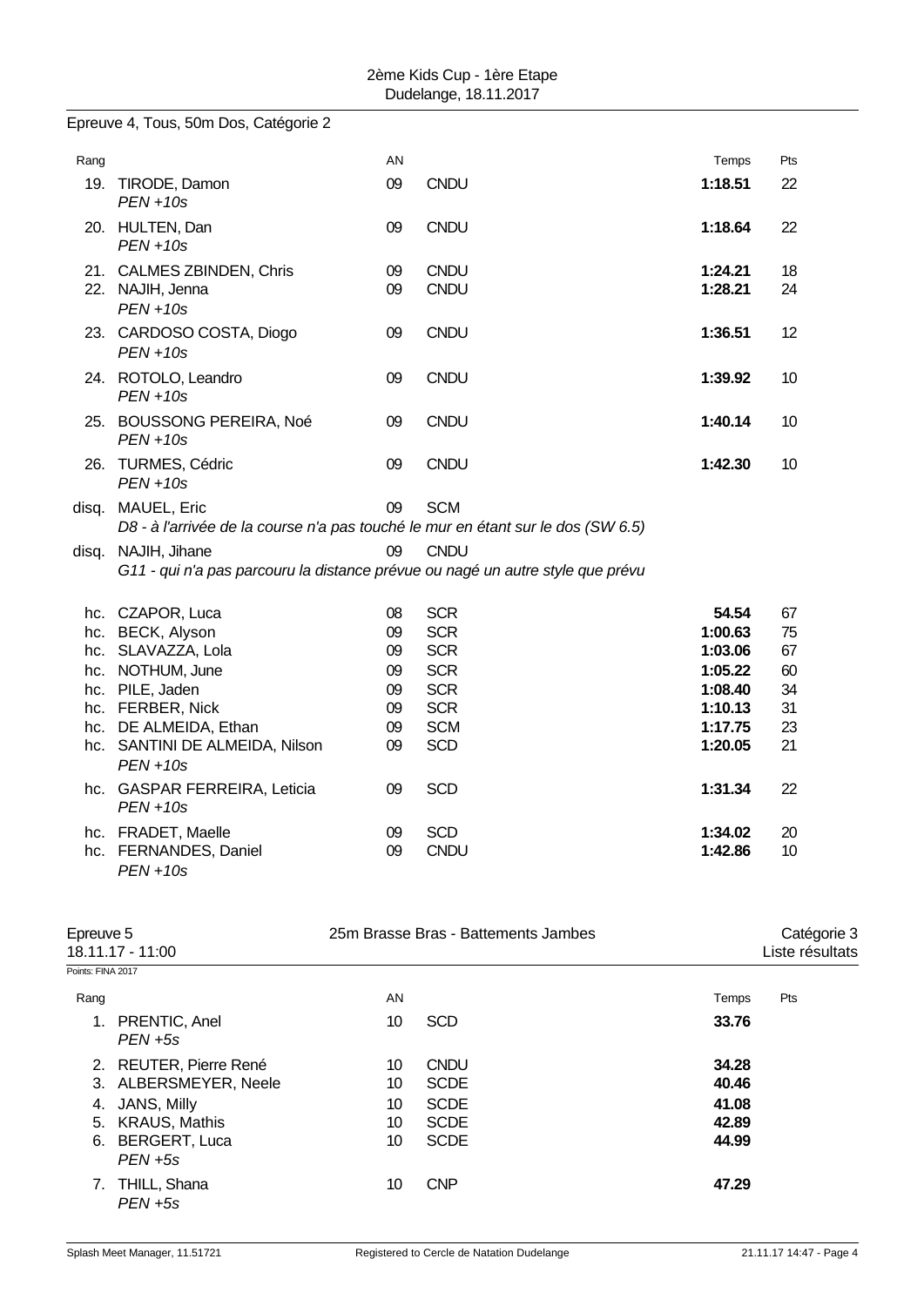Epreuve 4, Tous, 50m Dos, Catégorie 2

| Rang | | AN | | Temps | Pts |
|---|---|---|---|---|---|
| 19. | TIRODE, Damon *PEN +10s* | 09 | CNDU | **1:18.51** | 22 |
| 20. | HULTEN, Dan *PEN +10s* | 09 | CNDU | **1:18.64** | 22 |
| 21. | CALMES ZBINDEN, Chris | 09 | CNDU | **1:24.21** | 18 |
| 22. | NAJIH, Jenna *PEN +10s* | 09 | CNDU | **1:28.21** | 24 |
| 23. | CARDOSO COSTA, Diogo *PEN +10s* | 09 | CNDU | **1:36.51** | 12 |
| 24. | ROTOLO, Leandro *PEN +10s* | 09 | CNDU | **1:39.92** | 10 |
| 25. | BOUSSONG PEREIRA, Noé *PEN +10s* | 09 | CNDU | **1:40.14** | 10 |
| 26. | TURMES, Cédric *PEN +10s* | 09 | CNDU | **1:42.30** | 10 |
| disq. | MAUEL, Eric *D8 - à l'arrivée de la course n'a pas touché le mur en étant sur le dos (SW 6.5)* | 09 | SCM | | |
| disq. | NAJIH, Jihane *G11 - qui n'a pas parcouru la distance prévue ou nagé un autre style que prévu* | 09 | CNDU | | |
| hc. | CZAPOR, Luca | 08 | SCR | **54.54** | 67 |
| hc. | BECK, Alyson | 09 | SCR | **1:00.63** | 75 |
| hc. | SLAVAZZA, Lola | 09 | SCR | **1:03.06** | 67 |
| hc. | NOTHUM, June | 09 | SCR | **1:05.22** | 60 |
| hc. | PILE, Jaden | 09 | SCR | **1:08.40** | 34 |
| hc. | FERBER, Nick | 09 | SCR | **1:10.13** | 31 |
| hc. | DE ALMEIDA, Ethan | 09 | SCM | **1:17.75** | 23 |
| hc. | SANTINI DE ALMEIDA, Nilson *PEN +10s* | 09 | SCD | **1:20.05** | 21 |
| hc. | GASPAR FERREIRA, Leticia *PEN +10s* | 09 | SCD | **1:31.34** | 22 |
| hc. | FRADET, Maelle | 09 | SCD | **1:34.02** | 20 |
| hc. | FERNANDES, Daniel *PEN +10s* | 09 | CNDU | **1:42.86** | 10 |

## Epreuve 5 — 25m Brasse Bras - Battements Jambes — Catégorie 3

18.11.17 - 11:00 — Liste résultats

Points: FINA 2017

| Rang | | AN | | Temps | Pts |
|---|---|---|---|---|---|
| 1. | PRENTIC, Anel *PEN +5s* | 10 | SCD | **33.76** | |
| 2. | REUTER, Pierre René | 10 | CNDU | **34.28** | |
| 3. | ALBERSMEYER, Neele | 10 | SCDE | **40.46** | |
| 4. | JANS, Milly | 10 | SCDE | **41.08** | |
| 5. | KRAUS, Mathis | 10 | SCDE | **42.89** | |
| 6. | BERGERT, Luca *PEN +5s* | 10 | SCDE | **44.99** | |
| 7. | THILL, Shana *PEN +5s* | 10 | CNP | **47.29** | |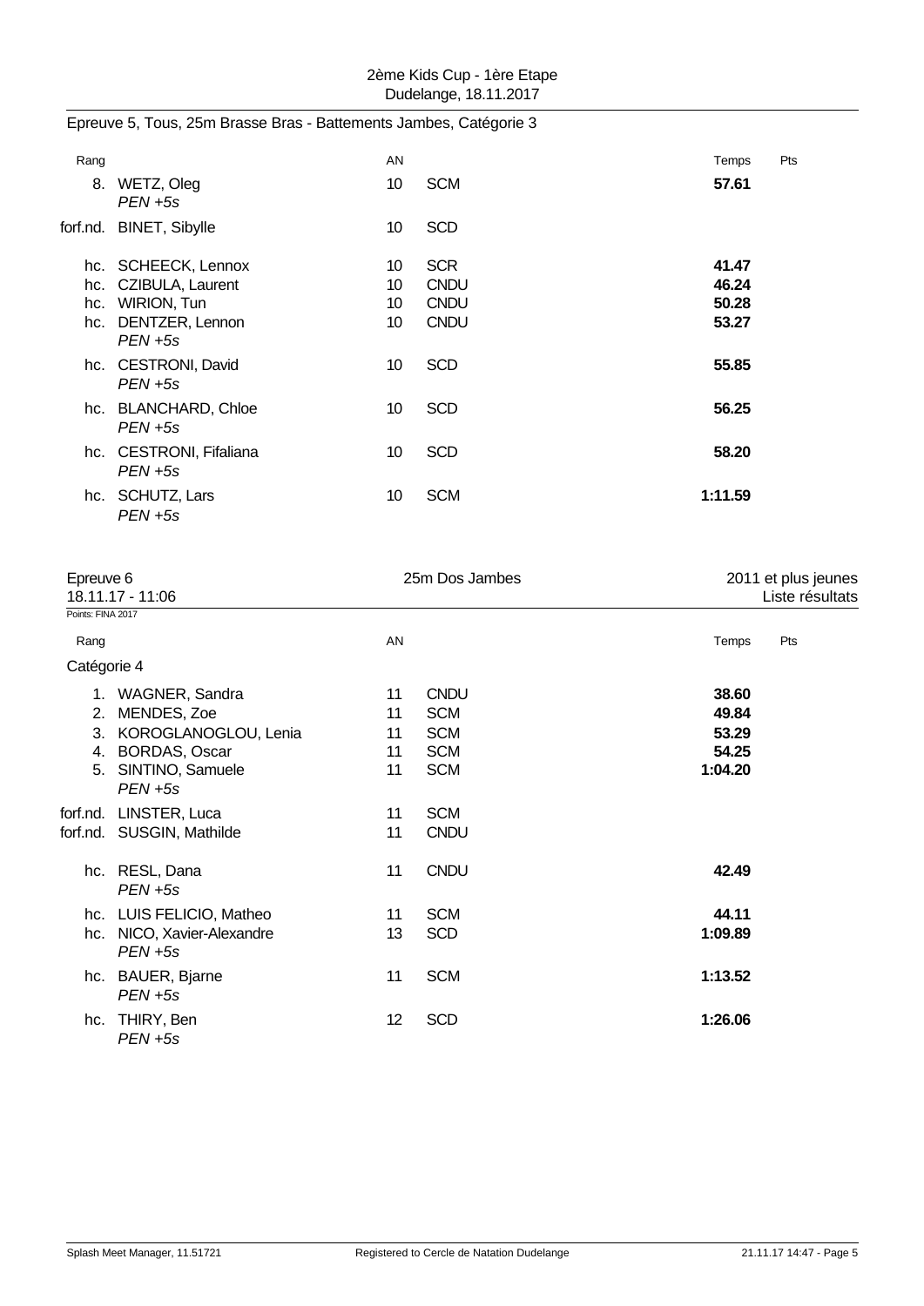## Epreuve 5, Tous, 25m Brasse Bras - Battements Jambes, Catégorie 3

| Rang | | AN | | Temps | Pts |
|---|---|---|---|---|---|
| 8. | WETZ, Oleg<br>*PEN +5s* | 10 | SCM | **57.61** | |
| forf.nd. | BINET, Sibylle | 10 | SCD | | |
| hc. | SCHEECK, Lennox | 10 | SCR | **41.47** | |
| hc. | CZIBULA, Laurent | 10 | CNDU | **46.24** | |
| hc. | WIRION, Tun | 10 | CNDU | **50.28** | |
| hc. | DENTZER, Lennon<br>*PEN +5s* | 10 | CNDU | **53.27** | |
| hc. | CESTRONI, David<br>*PEN +5s* | 10 | SCD | **55.85** | |
| hc. | BLANCHARD, Chloe<br>*PEN +5s* | 10 | SCD | **56.25** | |
| hc. | CESTRONI, Fifaliana<br>*PEN +5s* | 10 | SCD | **58.20** | |
| hc. | SCHUTZ, Lars<br>*PEN +5s* | 10 | SCM | **1:11.59** | |

## Epreuve 6 — 25m Dos Jambes — 2011 et plus jeunes

18.11.17 - 11:06 — Liste résultats

Points: FINA 2017

| Rang | | AN | | Temps | Pts |
|---|---|---|---|---|---|
| **Catégorie 4** | | | | | |
| 1. | WAGNER, Sandra | 11 | CNDU | **38.60** | |
| 2. | MENDES, Zoe | 11 | SCM | **49.84** | |
| 3. | KOROGLANOGLOU, Lenia | 11 | SCM | **53.29** | |
| 4. | BORDAS, Oscar | 11 | SCM | **54.25** | |
| 5. | SINTINO, Samuele<br>*PEN +5s* | 11 | SCM | **1:04.20** | |
| forf.nd. | LINSTER, Luca | 11 | SCM | | |
| forf.nd. | SUSGIN, Mathilde | 11 | CNDU | | |
| hc. | RESL, Dana<br>*PEN +5s* | 11 | CNDU | **42.49** | |
| hc. | LUIS FELICIO, Matheo | 11 | SCM | **44.11** | |
| hc. | NICO, Xavier-Alexandre<br>*PEN +5s* | 13 | SCD | **1:09.89** | |
| hc. | BAUER, Bjarne<br>*PEN +5s* | 11 | SCM | **1:13.52** | |
| hc. | THIRY, Ben<br>*PEN +5s* | 12 | SCD | **1:26.06** | |